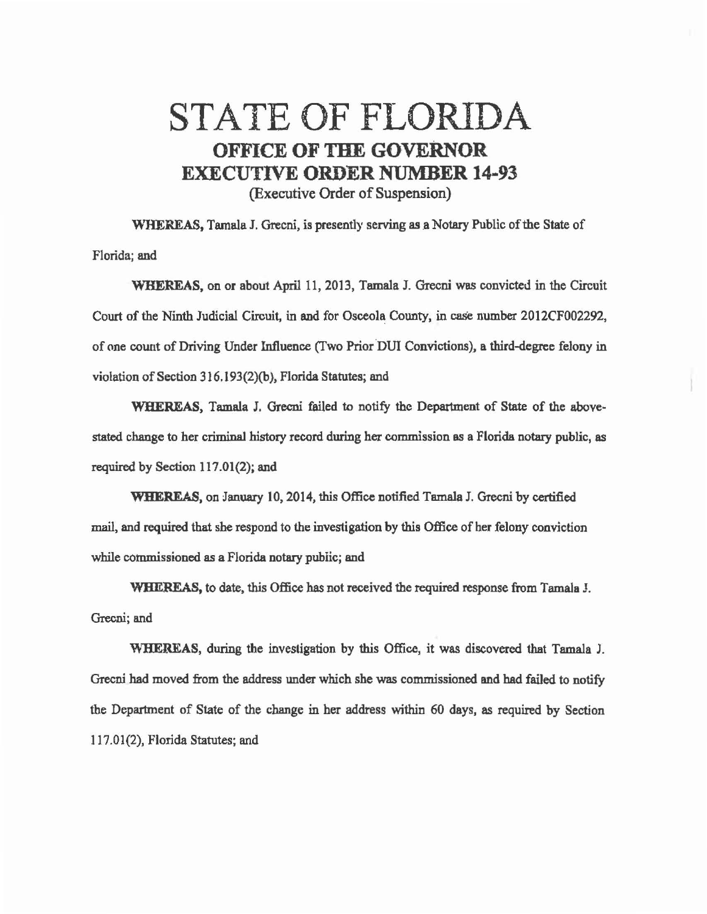# STATE OF FLORIDA

## OFFICE OF THE GOVERNOR

## EXECUTIVE ORDER NUMBER 14-93

(Executive Order of Suspension)

**WHEREAS,** Tamala J. Grecni, is presently serving as a Notary Public of the State of Florida; and

**WHEREAS,** on or about April 11, 2013, Tamala J. Grecni was convicted in the Circuit Court of the Ninth Judicial Circuit, in and for Osceola County, in case number 2012CF002292, of one count of Driving Under Influence (Two Prior DUI Convictions), a third-degree felony in violation of Section 316.193(2)(b), Florida Statutes; and

**WHEREAS,** Tamala J. Grecni failed to notify the Department of State of the above-stated change to her criminal history record during her commission as a Florida notary public, as required by Section 117.01(2); and

**WHEREAS,** on January 10, 2014, this Office notified Tamala J. Grecni by certified mail, and required that she respond to the investigation by this Office of her felony conviction while commissioned as a Florida notary public; and

**WHEREAS,** to date, this Office has not received the required response from Tamala J. Grecni; and

**WHEREAS,** during the investigation by this Office, it was discovered that Tamala J. Grecni had moved from the address under which she was commissioned and had failed to notify the Department of State of the change in her address within 60 days, as required by Section 117.01(2), Florida Statutes; and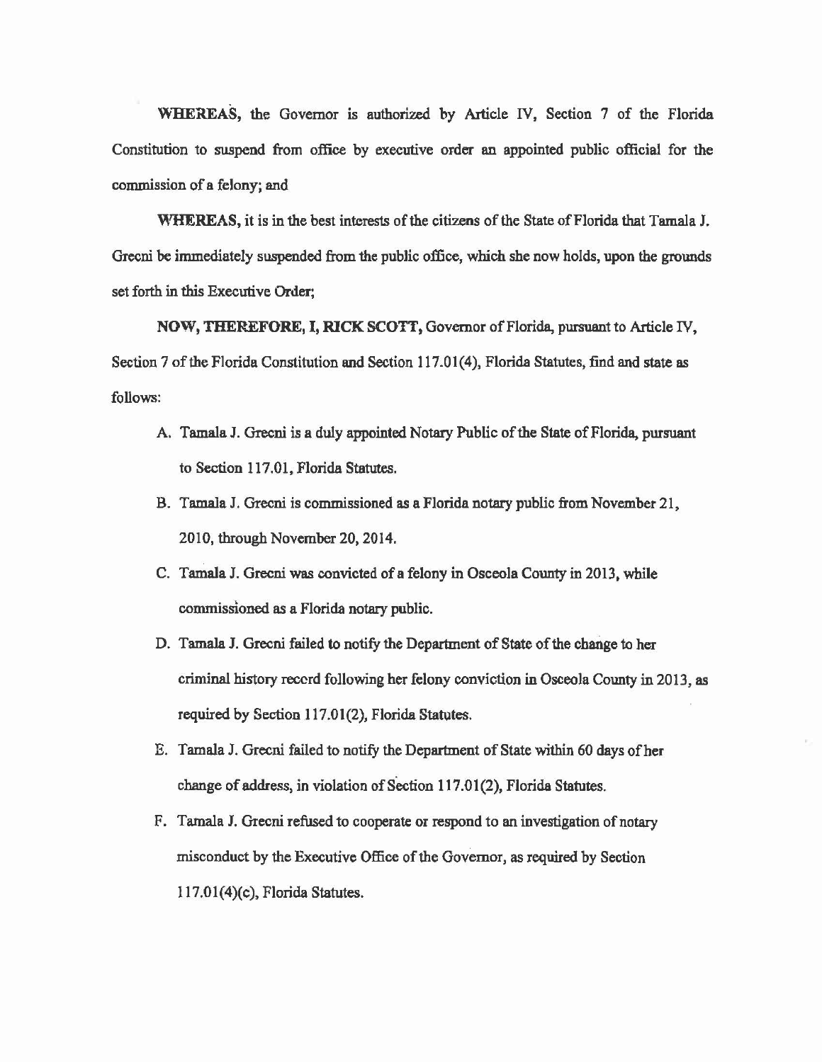**WHEREAS,** the Governor is authorized by Article IV, Section 7 of the Florida Constitution to suspend from office by executive order an appointed public official for the commission of a felony; and

**WHEREAS,** it is in the best interests of the citizens of the State of Florida that Tamala J. Grecni be immediately suspended from the public office, which she now holds, upon the grounds set forth in this Executive Order;

**NOW, THEREFORE, I, RICK SCOTT,** Governor of Florida, pursuant to Article IV, Section 7 of the Florida Constitution and Section 117.01(4), Florida Statutes, find and state as follows:

A. Tamala J. Grecni is a duly appointed Notary Public of the State of Florida, pursuant to Section 117.01, Florida Statutes.

B. Tamala J. Grecni is commissioned as a Florida notary public from November 21, 2010, through November 20, 2014.

C. Tamala J. Grecni was convicted of a felony in Osceola County in 2013, while commissioned as a Florida notary public.

D. Tamala J. Grecni failed to notify the Department of State of the change to her criminal history record following her felony conviction in Osceola County in 2013, as required by Section 117.01(2), Florida Statutes.

E. Tamala J. Grecni failed to notify the Department of State within 60 days of her change of address, in violation of Section 117.01(2), Florida Statutes.

F. Tamala J. Grecni refused to cooperate or respond to an investigation of notary misconduct by the Executive Office of the Governor, as required by Section 117.01(4)(c), Florida Statutes.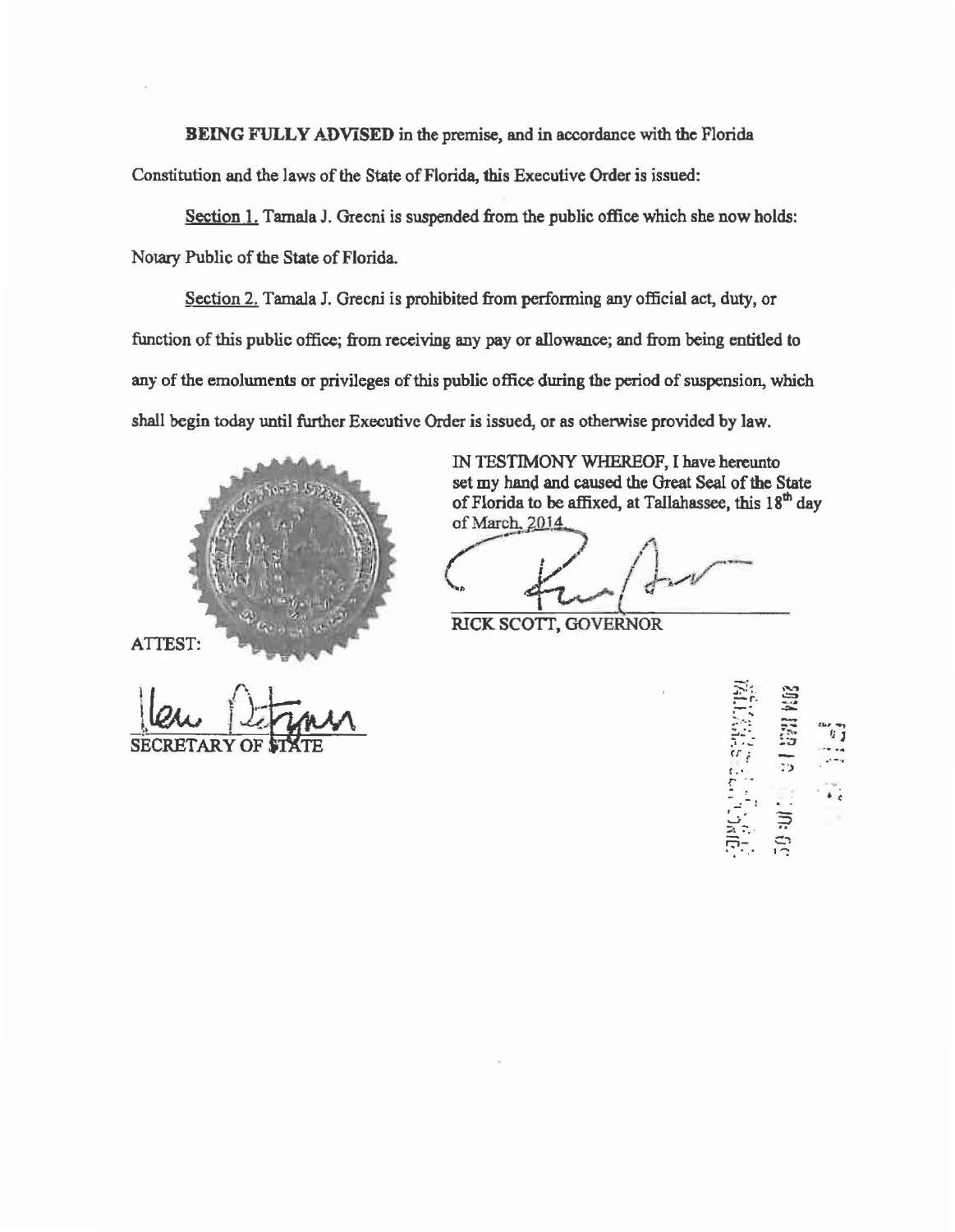**BEING FULLY ADVISED** in the premise, and in accordance with the Florida Constitution and the laws of the State of Florida, this Executive Order is issued:

Section 1. Tamala J. Grecni is suspended from the public office which she now holds: Notary Public of the State of Florida.

Section 2. Tamala J. Grecni is prohibited from performing any official act, duty, or function of this public office; from receiving any pay or allowance; and from being entitled to any of the emoluments or privileges of this public office during the period of suspension, which shall begin today until further Executive Order is issued, or as otherwise provided by law.

IN TESTIMONY WHEREOF, I have hereunto set my hand and caused the Great Seal of the State of Florida to be affixed, at Tallahassee, this 18th day of March, 2014.

RICK SCOTT, GOVERNOR

ATTEST:

SECRETARY OF STATE